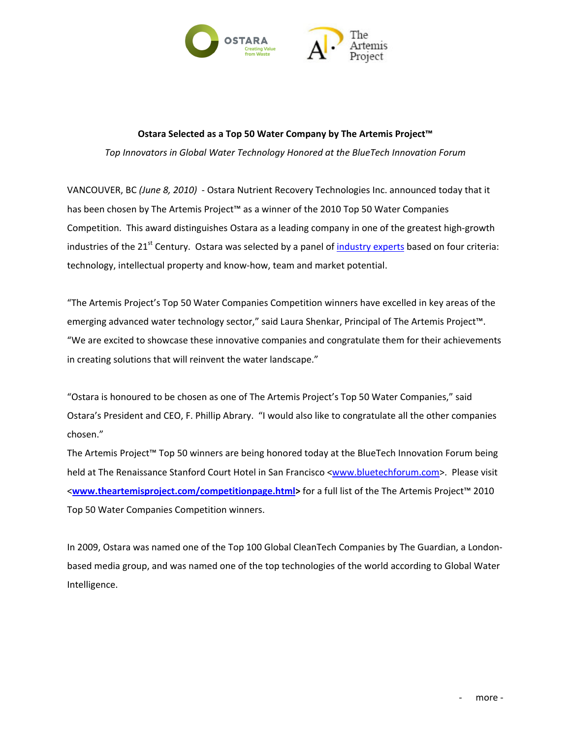**Ostara Selected as a Top 50 Water Company by The Artemis Project™**

*Top Innovators in Global Water Technology Honored at the BlueTech Innovation Forum*

VANCOUVER, BC *(June 8, 2010)* - Ostara Nutrient Recovery Technologies Inc. announced today that it has been chosen by The Artemis Project™ as a winner of the 2010 Top 50 Water Companies Competition. This award distinguishes Ostara as a leading company in one of the greatest high-growth industries of the 21st Century. Ostara was selected by a panel of industry experts based on four criteria: technology, intellectual property and know-how, team and market potential.

"The Artemis Project's Top 50 Water Companies Competition winners have excelled in key areas of the emerging advanced water technology sector," said Laura Shenkar, Principal of The Artemis Project™. "We are excited to showcase these innovative companies and congratulate them for their achievements in creating solutions that will reinvent the water landscape."

"Ostara is honoured to be chosen as one of The Artemis Project's Top 50 Water Companies," said Ostara's President and CEO, F. Phillip Abrary. "I would also like to congratulate all the other companies chosen."

The Artemis Project™ Top 50 winners are being honored today at the BlueTech Innovation Forum being held at The Renaissance Stanford Court Hotel in San Francisco <www.bluetechforum.com>. Please visit <**www.theartemisproject.com/competitionpage.html**> for a full list of the The Artemis Project™ 2010 Top 50 Water Companies Competition winners.

In 2009, Ostara was named one of the Top 100 Global CleanTech Companies by The Guardian, a London-based media group, and was named one of the top technologies of the world according to Global Water Intelligence.

- more -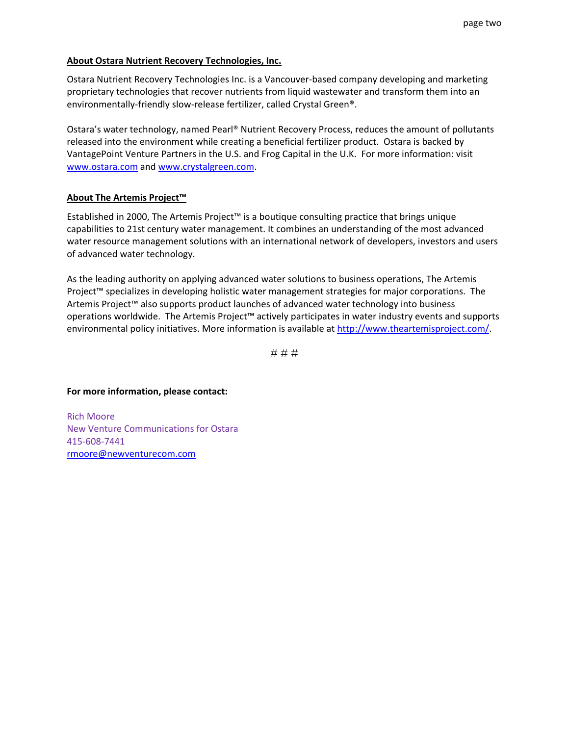## About Ostara Nutrient Recovery Technologies, Inc.

Ostara Nutrient Recovery Technologies Inc. is a Vancouver-based company developing and marketing proprietary technologies that recover nutrients from liquid wastewater and transform them into an environmentally-friendly slow-release fertilizer, called Crystal Green®.

Ostara's water technology, named Pearl® Nutrient Recovery Process, reduces the amount of pollutants released into the environment while creating a beneficial fertilizer product. Ostara is backed by VantagePoint Venture Partners in the U.S. and Frog Capital in the U.K. For more information: visit www.ostara.com and www.crystalgreen.com.

## About The Artemis Project™

Established in 2000, The Artemis Project™ is a boutique consulting practice that brings unique capabilities to 21st century water management. It combines an understanding of the most advanced water resource management solutions with an international network of developers, investors and users of advanced water technology.

As the leading authority on applying advanced water solutions to business operations, The Artemis Project™ specializes in developing holistic water management strategies for major corporations. The Artemis Project™ also supports product launches of advanced water technology into business operations worldwide. The Artemis Project™ actively participates in water industry events and supports environmental policy initiatives. More information is available at http://www.theartemisproject.com/.

# # #

**For more information, please contact:**

Rich Moore
New Venture Communications for Ostara
415-608-7441
rmoore@newventurecom.com